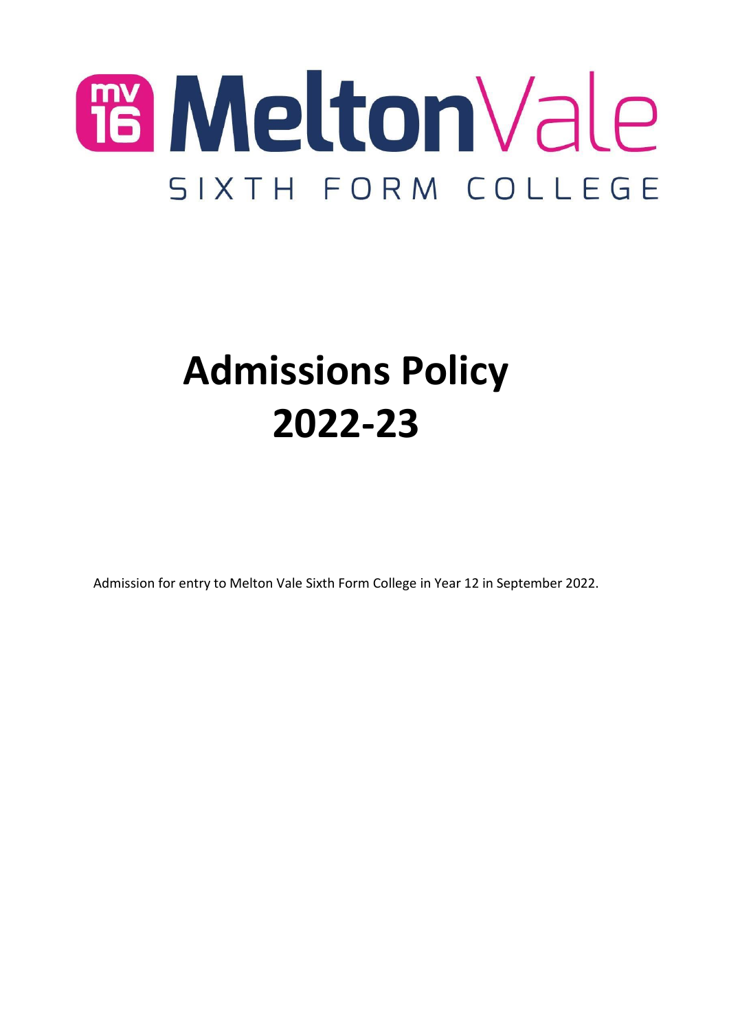# Melton Vale

SIXTH FORM COLLEGE

# Admissions Policy 2022-23

Admission for entry to Melton Vale Sixth Form College in Year 12 in September 2022.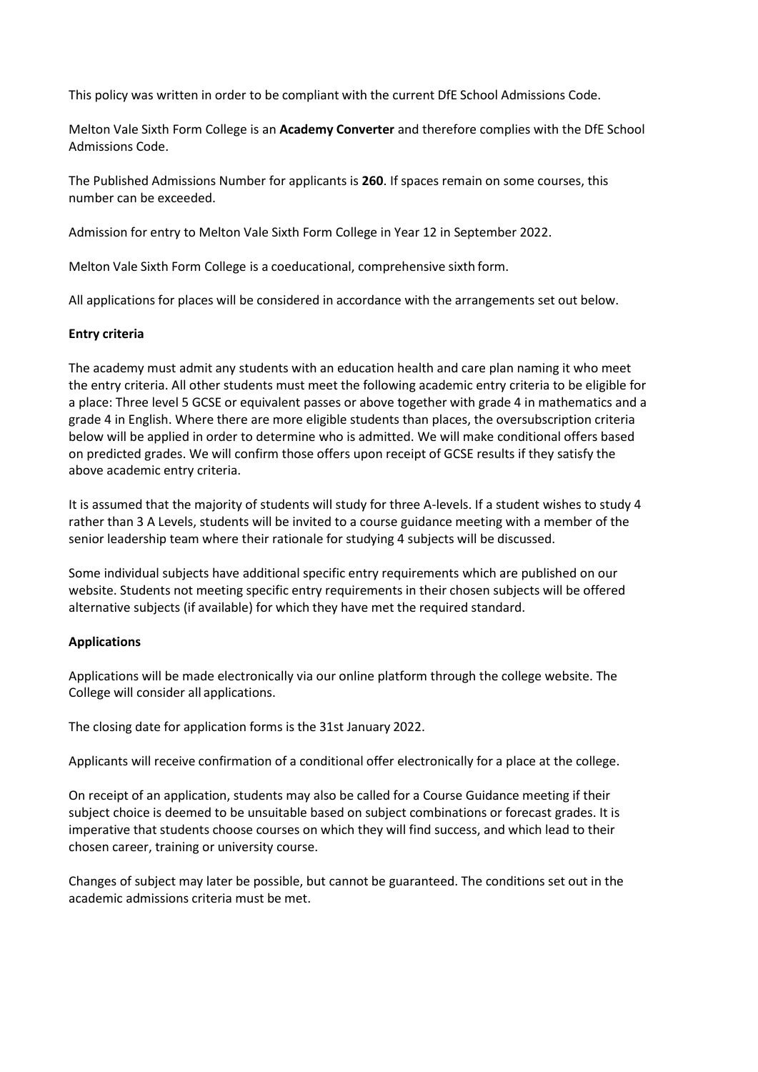This policy was written in order to be compliant with the current DfE School Admissions Code.

Melton Vale Sixth Form College is an **Academy Converter** and therefore complies with the DfE School Admissions Code.

The Published Admissions Number for applicants is **260**. If spaces remain on some courses, this number can be exceeded.

Admission for entry to Melton Vale Sixth Form College in Year 12 in September 2022.

Melton Vale Sixth Form College is a coeducational, comprehensive sixth form.

All applications for places will be considered in accordance with the arrangements set out below.

**Entry criteria**

The academy must admit any students with an education health and care plan naming it who meet the entry criteria. All other students must meet the following academic entry criteria to be eligible for a place: Three level 5 GCSE or equivalent passes or above together with grade 4 in mathematics and a grade 4 in English. Where there are more eligible students than places, the oversubscription criteria below will be applied in order to determine who is admitted. We will make conditional offers based on predicted grades. We will confirm those offers upon receipt of GCSE results if they satisfy the above academic entry criteria.

It is assumed that the majority of students will study for three A-levels. If a student wishes to study 4 rather than 3 A Levels, students will be invited to a course guidance meeting with a member of the senior leadership team where their rationale for studying 4 subjects will be discussed.

Some individual subjects have additional specific entry requirements which are published on our website. Students not meeting specific entry requirements in their chosen subjects will be offered alternative subjects (if available) for which they have met the required standard.

**Applications**

Applications will be made electronically via our online platform through the college website. The College will consider all applications.

The closing date for application forms is the 31st January 2022.

Applicants will receive confirmation of a conditional offer electronically for a place at the college.

On receipt of an application, students may also be called for a Course Guidance meeting if their subject choice is deemed to be unsuitable based on subject combinations or forecast grades. It is imperative that students choose courses on which they will find success, and which lead to their chosen career, training or university course.

Changes of subject may later be possible, but cannot be guaranteed. The conditions set out in the academic admissions criteria must be met.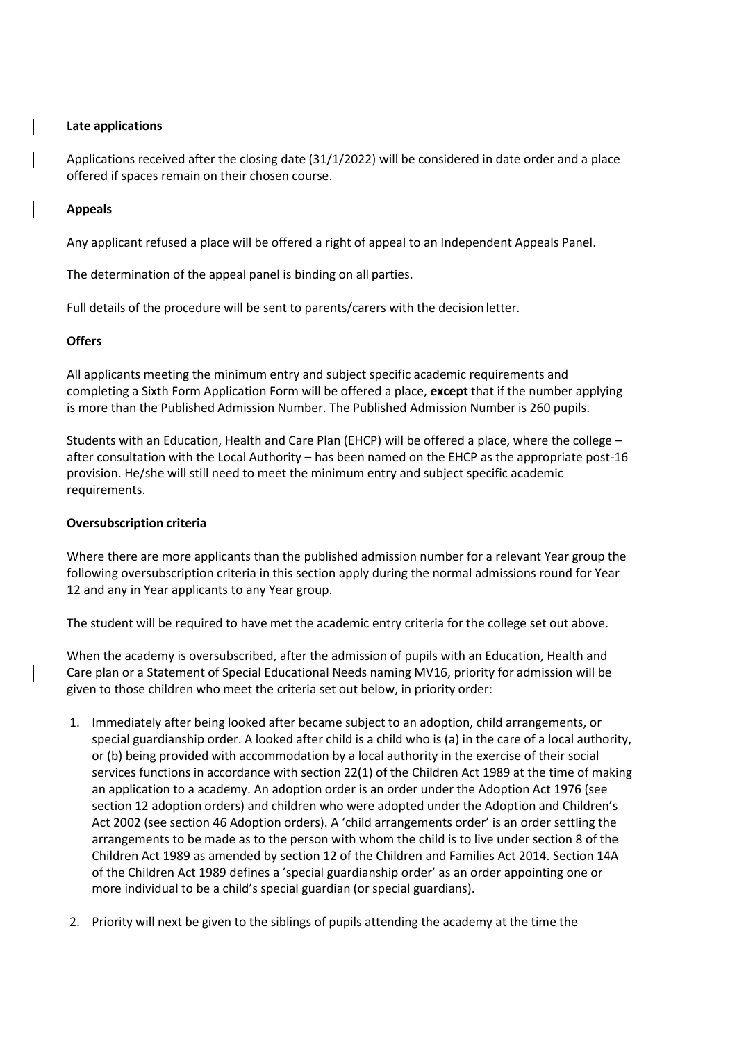**Late applications**

Applications received after the closing date (31/1/2022) will be considered in date order and a place offered if spaces remain on their chosen course.

**Appeals**

Any applicant refused a place will be offered a right of appeal to an Independent Appeals Panel.

The determination of the appeal panel is binding on all parties.

Full details of the procedure will be sent to parents/carers with the decision letter.

**Offers**

All applicants meeting the minimum entry and subject specific academic requirements and completing a Sixth Form Application Form will be offered a place, **except** that if the number applying is more than the Published Admission Number. The Published Admission Number is 260 pupils.

Students with an Education, Health and Care Plan (EHCP) will be offered a place, where the college – after consultation with the Local Authority – has been named on the EHCP as the appropriate post-16 provision. He/she will still need to meet the minimum entry and subject specific academic requirements.

**Oversubscription criteria**

Where there are more applicants than the published admission number for a relevant Year group the following oversubscription criteria in this section apply during the normal admissions round for Year 12 and any in Year applicants to any Year group.

The student will be required to have met the academic entry criteria for the college set out above.

When the academy is oversubscribed, after the admission of pupils with an Education, Health and Care plan or a Statement of Special Educational Needs naming MV16, priority for admission will be given to those children who meet the criteria set out below, in priority order:

1. Immediately after being looked after became subject to an adoption, child arrangements, or special guardianship order. A looked after child is a child who is (a) in the care of a local authority, or (b) being provided with accommodation by a local authority in the exercise of their social services functions in accordance with section 22(1) of the Children Act 1989 at the time of making an application to a academy. An adoption order is an order under the Adoption Act 1976 (see section 12 adoption orders) and children who were adopted under the Adoption and Children's Act 2002 (see section 46 Adoption orders). A 'child arrangements order' is an order settling the arrangements to be made as to the person with whom the child is to live under section 8 of the Children Act 1989 as amended by section 12 of the Children and Families Act 2014. Section 14A of the Children Act 1989 defines a 'special guardianship order' as an order appointing one or more individual to be a child's special guardian (or special guardians).

2. Priority will next be given to the siblings of pupils attending the academy at the time the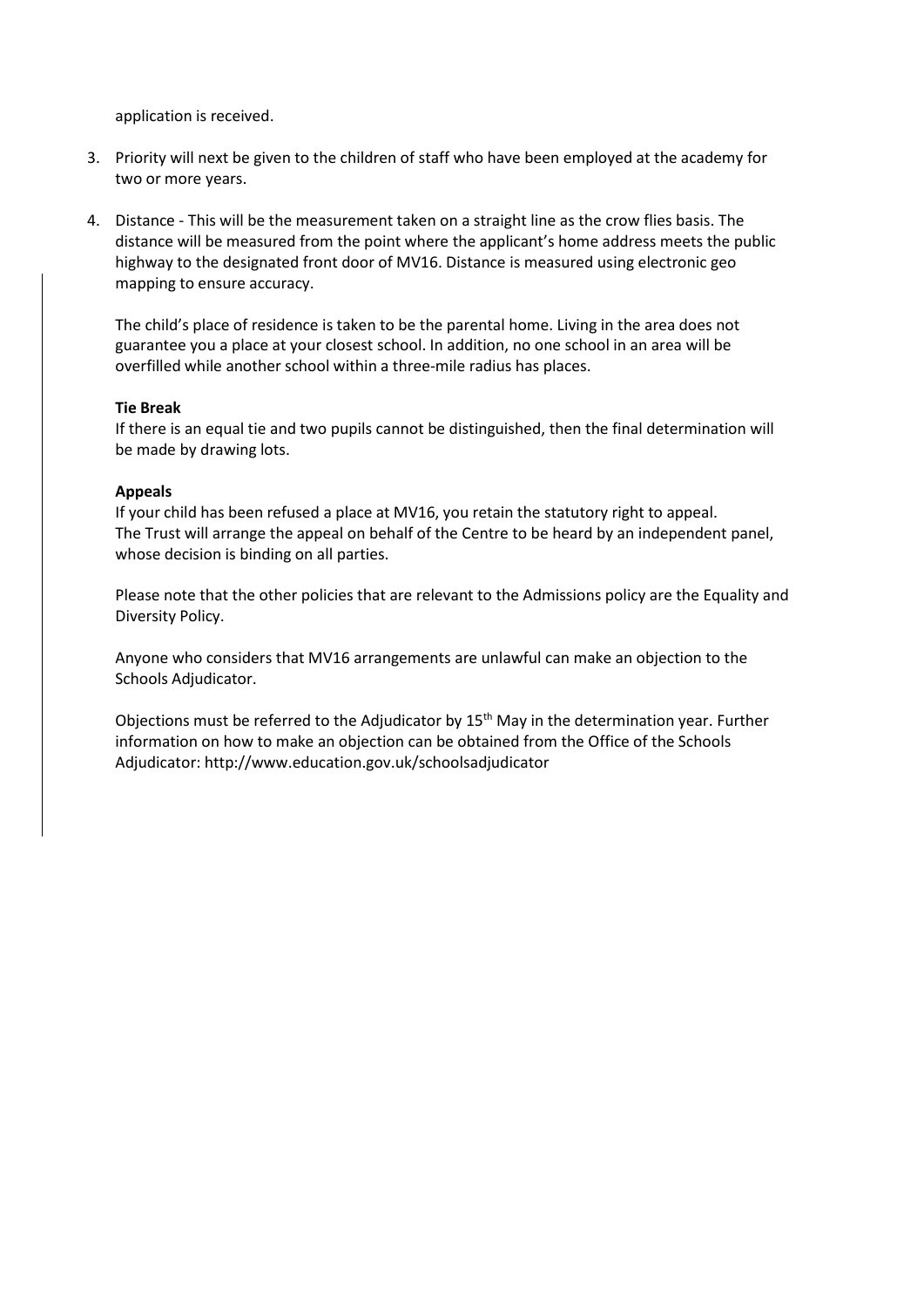application is received.

3. Priority will next be given to the children of staff who have been employed at the academy for two or more years.

4. Distance - This will be the measurement taken on a straight line as the crow flies basis. The distance will be measured from the point where the applicant's home address meets the public highway to the designated front door of MV16. Distance is measured using electronic geo mapping to ensure accuracy.

   The child's place of residence is taken to be the parental home. Living in the area does not guarantee you a place at your closest school. In addition, no one school in an area will be overfilled while another school within a three-mile radius has places.

   **Tie Break**
   If there is an equal tie and two pupils cannot be distinguished, then the final determination will be made by drawing lots.

   **Appeals**
   If your child has been refused a place at MV16, you retain the statutory right to appeal. The Trust will arrange the appeal on behalf of the Centre to be heard by an independent panel, whose decision is binding on all parties.

   Please note that the other policies that are relevant to the Admissions policy are the Equality and Diversity Policy.

   Anyone who considers that MV16 arrangements are unlawful can make an objection to the Schools Adjudicator.

   Objections must be referred to the Adjudicator by 15th May in the determination year. Further information on how to make an objection can be obtained from the Office of the Schools Adjudicator: http://www.education.gov.uk/schoolsadjudicator